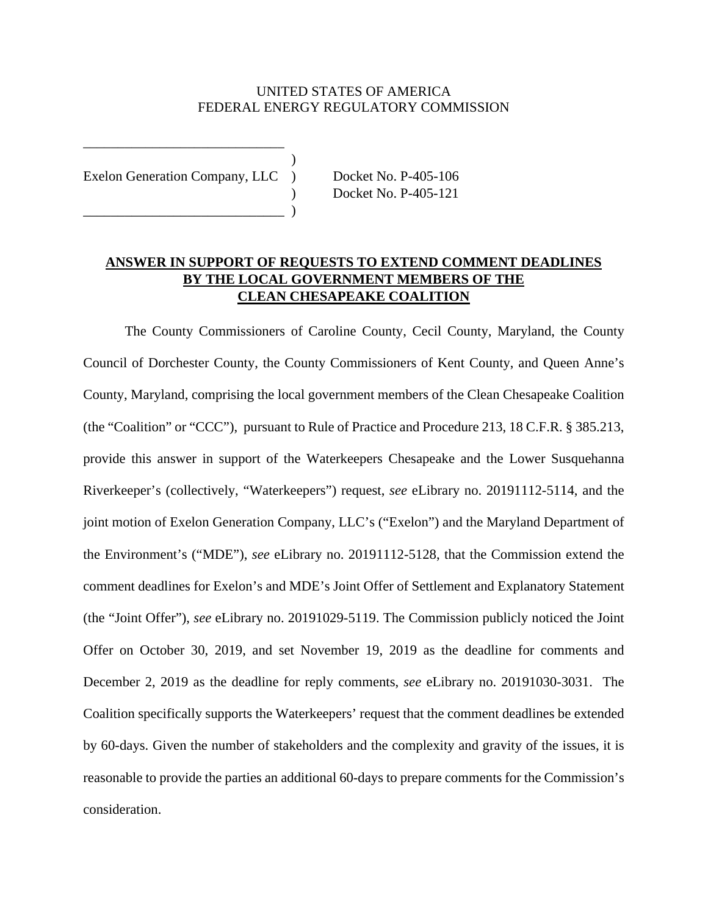UNITED STATES OF AMERICA
FEDERAL ENERGY REGULATORY COMMISSION

| | | |
|---|---|---|
| Exelon Generation Company, LLC | ) | Docket No. P-405-106 |
| | ) | Docket No. P-405-121 |

**ANSWER IN SUPPORT OF REQUESTS TO EXTEND COMMENT DEADLINES BY THE LOCAL GOVERNMENT MEMBERS OF THE CLEAN CHESAPEAKE COALITION**

The County Commissioners of Caroline County, Cecil County, Maryland, the County Council of Dorchester County, the County Commissioners of Kent County, and Queen Anne's County, Maryland, comprising the local government members of the Clean Chesapeake Coalition (the "Coalition" or "CCC"), pursuant to Rule of Practice and Procedure 213, 18 C.F.R. § 385.213, provide this answer in support of the Waterkeepers Chesapeake and the Lower Susquehanna Riverkeeper's (collectively, "Waterkeepers") request, *see* eLibrary no. 20191112-5114, and the joint motion of Exelon Generation Company, LLC's ("Exelon") and the Maryland Department of the Environment's ("MDE"), *see* eLibrary no. 20191112-5128, that the Commission extend the comment deadlines for Exelon's and MDE's Joint Offer of Settlement and Explanatory Statement (the "Joint Offer"), *see* eLibrary no. 20191029-5119. The Commission publicly noticed the Joint Offer on October 30, 2019, and set November 19, 2019 as the deadline for comments and December 2, 2019 as the deadline for reply comments, *see* eLibrary no. 20191030-3031. The Coalition specifically supports the Waterkeepers' request that the comment deadlines be extended by 60-days. Given the number of stakeholders and the complexity and gravity of the issues, it is reasonable to provide the parties an additional 60-days to prepare comments for the Commission's consideration.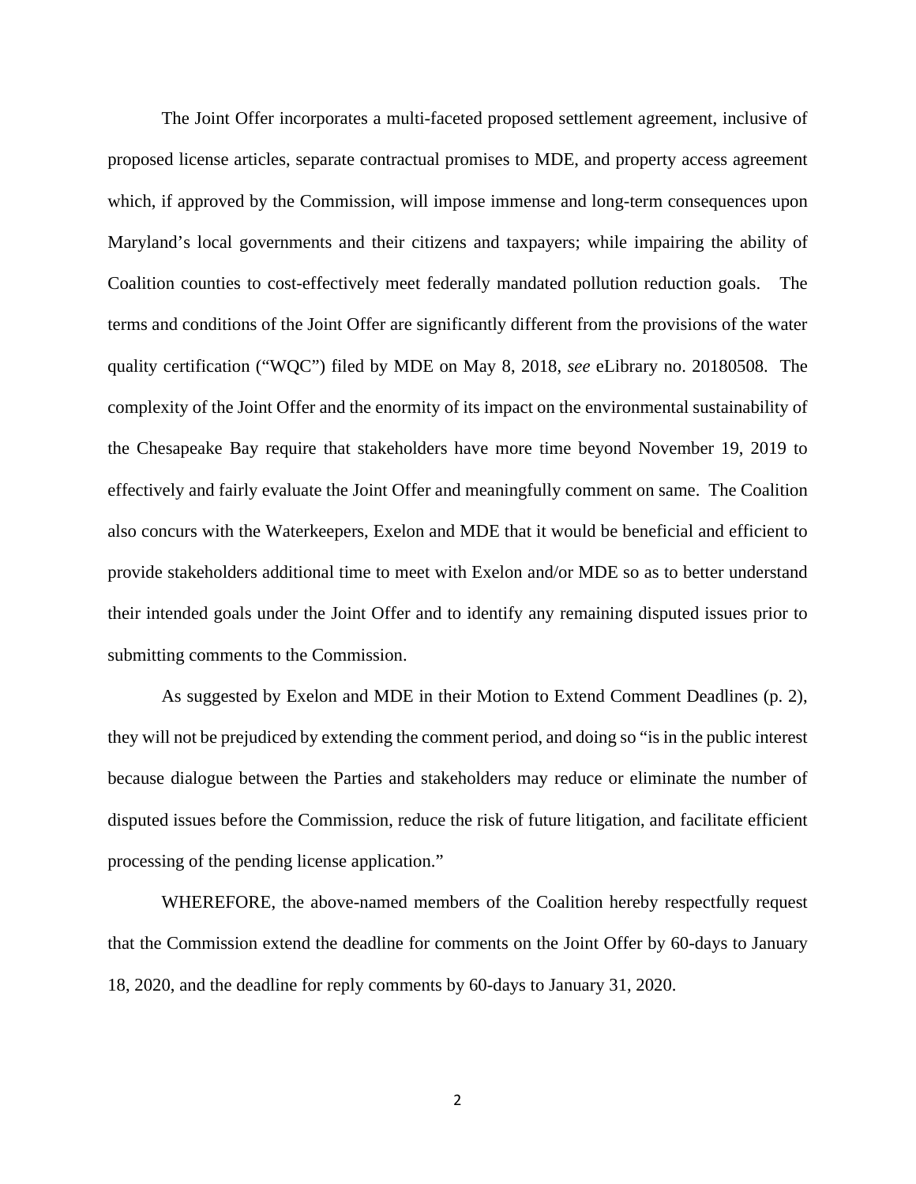The Joint Offer incorporates a multi-faceted proposed settlement agreement, inclusive of proposed license articles, separate contractual promises to MDE, and property access agreement which, if approved by the Commission, will impose immense and long-term consequences upon Maryland's local governments and their citizens and taxpayers; while impairing the ability of Coalition counties to cost-effectively meet federally mandated pollution reduction goals. The terms and conditions of the Joint Offer are significantly different from the provisions of the water quality certification ("WQC") filed by MDE on May 8, 2018, *see* eLibrary no. 20180508. The complexity of the Joint Offer and the enormity of its impact on the environmental sustainability of the Chesapeake Bay require that stakeholders have more time beyond November 19, 2019 to effectively and fairly evaluate the Joint Offer and meaningfully comment on same. The Coalition also concurs with the Waterkeepers, Exelon and MDE that it would be beneficial and efficient to provide stakeholders additional time to meet with Exelon and/or MDE so as to better understand their intended goals under the Joint Offer and to identify any remaining disputed issues prior to submitting comments to the Commission.

As suggested by Exelon and MDE in their Motion to Extend Comment Deadlines (p. 2), they will not be prejudiced by extending the comment period, and doing so "is in the public interest because dialogue between the Parties and stakeholders may reduce or eliminate the number of disputed issues before the Commission, reduce the risk of future litigation, and facilitate efficient processing of the pending license application."

WHEREFORE, the above-named members of the Coalition hereby respectfully request that the Commission extend the deadline for comments on the Joint Offer by 60-days to January 18, 2020, and the deadline for reply comments by 60-days to January 31, 2020.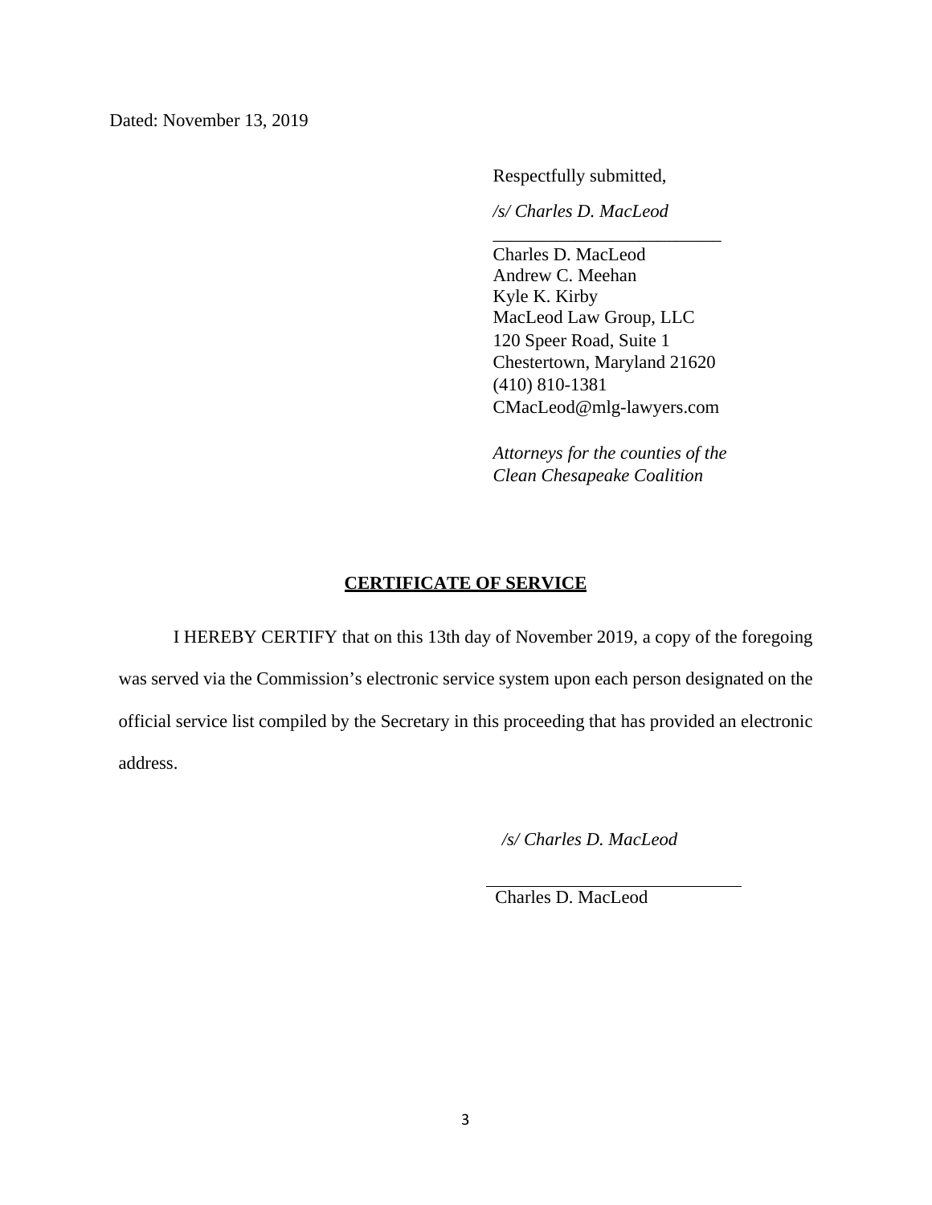Dated: November 13, 2019

Respectfully submitted,

*/s/ Charles D. MacLeod*

Charles D. MacLeod
Andrew C. Meehan
Kyle K. Kirby
MacLeod Law Group, LLC
120 Speer Road, Suite 1
Chestertown, Maryland 21620
(410) 810-1381
CMacLeod@mlg-lawyers.com

*Attorneys for the counties of the Clean Chesapeake Coalition*

## **CERTIFICATE OF SERVICE**

I HEREBY CERTIFY that on this 13th day of November 2019, a copy of the foregoing was served via the Commission's electronic service system upon each person designated on the official service list compiled by the Secretary in this proceeding that has provided an electronic address.

*/s/ Charles D. MacLeod*

Charles D. MacLeod